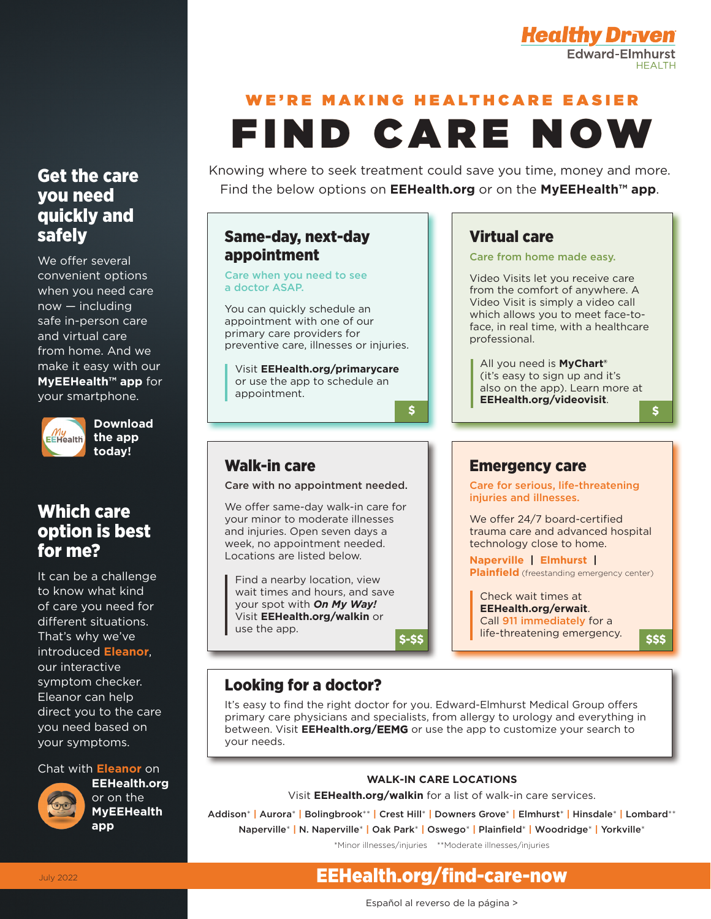Healthy Driven
Edward-Elmhurst
HEALTH

WE'RE MAKING HEALTHCARE EASIER

# FIND CARE NOW

Knowing where to seek treatment could save you time, money and more. Find the below options on **EEHealth.org** or on the **MyEEHealth™ app**.

## Same-day, next-day appointment

Care when you need to see a doctor ASAP.

You can quickly schedule an appointment with one of our primary care providers for preventive care, illnesses or injuries.

Visit **EEHealth.org/primarycare** or use the app to schedule an appointment.

$

## Virtual care

Care from home made easy.

Video Visits let you receive care from the comfort of anywhere. A Video Visit is simply a video call which allows you to meet face-to-face, in real time, with a healthcare professional.

All you need is **MyChart**® (it's easy to sign up and it's also on the app). Learn more at **EEHealth.org/videovisit**.

$

## Walk-in care

Care with no appointment needed.

We offer same-day walk-in care for your minor to moderate illnesses and injuries. Open seven days a week, no appointment needed. Locations are listed below.

Find a nearby location, view wait times and hours, and save your spot with ***On My Way!*** Visit **EEHealth.org/walkin** or use the app.

$-$$

## Emergency care

Care for serious, life-threatening injuries and illnesses.

We offer 24/7 board-certified trauma care and advanced hospital technology close to home.

**Naperville** | **Elmhurst** | **Plainfield** (freestanding emergency center)

Check wait times at **EEHealth.org/erwait**. Call 911 immediately for a life-threatening emergency.

$$$

## Looking for a doctor?

It's easy to find the right doctor for you. Edward-Elmhurst Medical Group offers primary care physicians and specialists, from allergy to urology and everything in between. Visit **EEHealth.org/EEMG** or use the app to customize your search to your needs.

### WALK-IN CARE LOCATIONS

Visit **EEHealth.org/walkin** for a list of walk-in care services.

Addison* | Aurora* | Bolingbrook** | Crest Hill* | Downers Grove* | Elmhurst* | Hinsdale* | Lombard** Naperville* | N. Naperville* | Oak Park* | Oswego* | Plainfield* | Woodridge* | Yorkville*

*Minor illnesses/injuries **Moderate illnesses/injuries

## Get the care you need quickly and safely

We offer several convenient options when you need care now — including safe in-person care and virtual care from home. And we make it easy with our **MyEEHealth™ app** for your smartphone.

**Download the app today!**

## Which care option is best for me?

It can be a challenge to know what kind of care you need for different situations. That's why we've introduced **Eleanor**, our interactive symptom checker. Eleanor can help direct you to the care you need based on your symptoms.

Chat with **Eleanor** on **EEHealth.org** or on the **MyEEHealth app**

July 2022

**EEHealth.org/find-care-now**

Español al reverso de la página >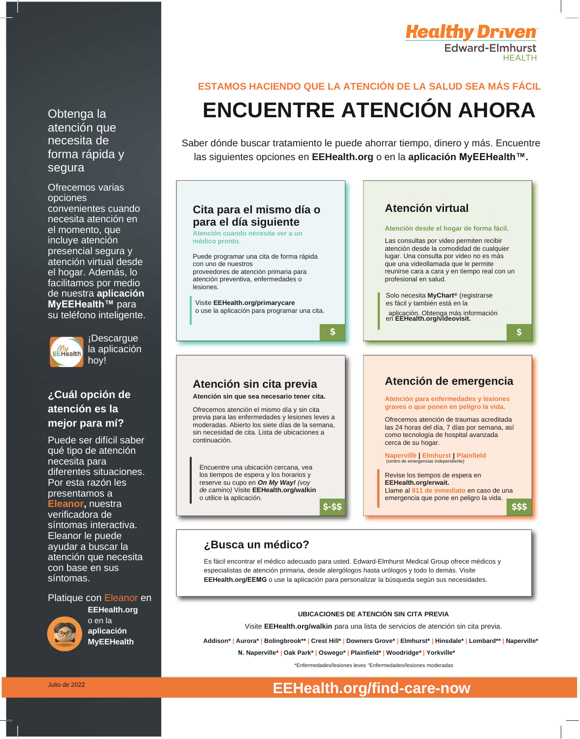Healthy Driven
Edward-Elmhurst
HEALTH

ESTAMOS HACIENDO QUE LA ATENCIÓN DE LA SALUD SEA MÁS FÁCIL

# ENCUENTRE ATENCIÓN AHORA

Saber dónde buscar tratamiento le puede ahorrar tiempo, dinero y más. Encuentre las siguientes opciones en **EEHealth.org** o en la **aplicación MyEEHealth™.**

## Cita para el mismo día o para el día siguiente

Atención cuando necesita ver a un médico pronto.

Puede programar una cita de forma rápida con uno de nuestros proveedores de atención primaria para atención preventiva, enfermedades o lesiones.

Visite **EEHealth.org/primarycare** o use la aplicación para programar una cita.

**$**

## Atención virtual

Atención desde el hogar de forma fácil.

Las consultas por video permiten recibir atención desde la comodidad de cualquier lugar. Una consulta por video no es más que una videollamada que le permite reunirse cara a cara y en tiempo real con un profesional en salud.

Solo necesita **MyChart®** (registrarse es fácil y también está en la aplicación. Obtenga más información en **EEHealth.org/videovisit.**

**$**

## Atención sin cita previa

**Atención sin que sea necesario tener cita.**

Ofrecemos atención el mismo día y sin cita previa para las enfermedades y lesiones leves a moderadas. Abierto los siete días de la semana, sin necesidad de cita. Lista de ubicaciones a continuación.

Encuentre una ubicación cercana, vea los tiempos de espera y los horarios y reserve su cupo en ***On My Way!*** *(voy de camino)* Visite **EEHealth.org/walkin** o utilice la aplicación.

**$-$$**

## Atención de emergencia

Atención para enfermedades y lesiones graves o que ponen en peligro la vida.

Ofrecemos atención de traumas acreditada las 24 horas del día, 7 días por semana, así como tecnología de hospital avanzada cerca de su hogar.

Naperville^ | Elmhurst | Plainfield
^(centro de emergencias independiente)

Revise los tiempos de espera en **EEHealth.org/erwait.**
Llame al 911 de inmediato en caso de una emergencia que pone en peligro la vida.

**$$$**

## ¿Busca un médico?

Es fácil encontrar el médico adecuado para usted. Edward-Elmhurst Medical Group ofrece médicos y especialistas de atención primaria, desde alergólogos hasta urólogos y todo lo demás. Visite **EEHealth.org/EEMG** o use la aplicación para personalizar la búsqueda según sus necesidades.

**UBICACIONES DE ATENCIÓN SIN CITA PREVIA**

Visite **EEHealth.org/walkin** para una lista de servicios de atención sin cita previa.

**Addison* | Aurora* | Bolingbrook** | Crest Hill* | Downers Grove* | Elmhurst* | Hinsdale* | Lombard** | Naperville* | N. Naperville* | Oak Park* | Oswego* | Plainfield* | Woodridge* | Yorkville***

*Enfermedades/lesiones leves **Enfermedades/lesiones moderadas

Obtenga la atención que necesita de forma rápida y segura

Ofrecemos varias opciones convenientes cuando necesita atención en el momento, que incluye atención presencial segura y atención virtual desde el hogar. Además, lo facilitamos por medio de nuestra **aplicación MyEEHealth™** para su teléfono inteligente.

¡Descargue la aplicación hoy!

### ¿Cuál opción de atención es la mejor para mí?

Puede ser difícil saber qué tipo de atención necesita para diferentes situaciones. Por esta razón les presentamos a **Eleanor,** nuestra verificadora de síntomas interactiva. Eleanor le puede ayudar a buscar la atención que necesita con base en sus síntomas.

Platique con Eleanor en **EEHealth.org** o en la **aplicación MyEEHealth**

Julio de 2022

**EEHealth.org/find-care-now**